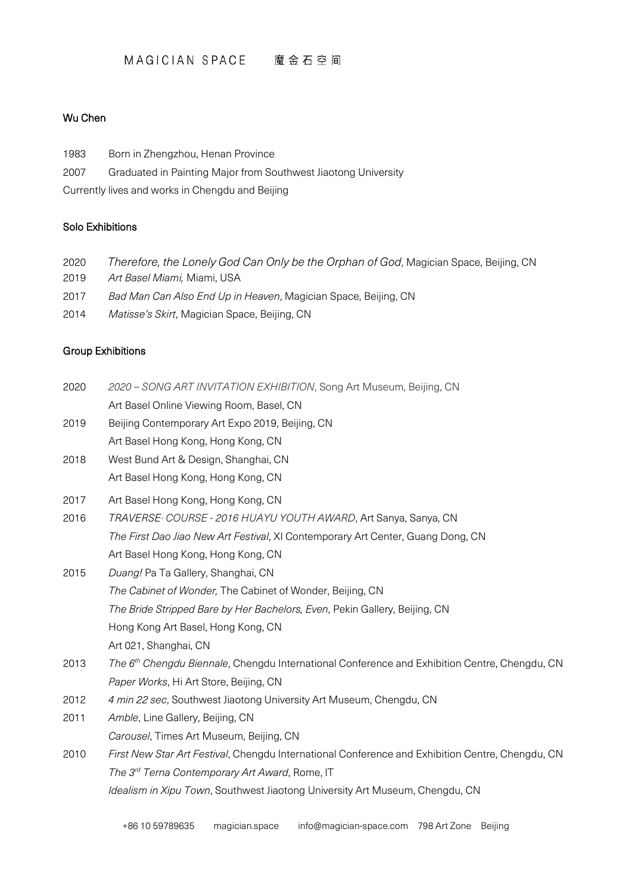MAGICIAN SPACE 魔金石空间

## Wu Chen

1983 Born in Zhengzhou, Henan Province

2007 Graduated in Painting Major from Southwest Jiaotong University

Currently lives and works in Chengdu and Beijing

### Solo Exhibitions

2020 *Therefore, the Lonely God Can Only be the Orphan of God*, Magician Space, Beijing, CN

2019 *Art Basel Miami*, Miami, USA

2017 *Bad Man Can Also End Up in Heaven*, Magician Space, Beijing, CN

2014 *Matisse's Skirt*, Magician Space, Beijing, CN

### Group Exhibitions

2020 *2020 – SONG ART INVITATION EXHIBITION*, Song Art Museum, Beijing, CN

Art Basel Online Viewing Room, Basel, CN

2019 Beijing Contemporary Art Expo 2019, Beijing, CN

Art Basel Hong Kong, Hong Kong, CN

2018 West Bund Art & Design, Shanghai, CN

Art Basel Hong Kong, Hong Kong, CN

2017 Art Basel Hong Kong, Hong Kong, CN

2016 *TRAVERSE· COURSE - 2016 HUAYU YOUTH AWARD*, Art Sanya, Sanya, CN

*The First Dao Jiao New Art Festival*, XI Contemporary Art Center, Guang Dong, CN

Art Basel Hong Kong, Hong Kong, CN

2015 *Duang!* Pa Ta Gallery, Shanghai, CN

*The Cabinet of Wonder,* The Cabinet of Wonder, Beijing, CN

*The Bride Stripped Bare by Her Bachelors, Even*, Pekin Gallery, Beijing, CN

Hong Kong Art Basel, Hong Kong, CN

Art 021, Shanghai, CN

2013 *The 6th Chengdu Biennale*, Chengdu International Conference and Exhibition Centre, Chengdu, CN

*Paper Works*, Hi Art Store, Beijing, CN

2012 *4 min 22 sec*, Southwest Jiaotong University Art Museum, Chengdu, CN

2011 *Amble*, Line Gallery, Beijing, CN

*Carousel*, Times Art Museum, Beijing, CN

2010 *First New Star Art Festival*, Chengdu International Conference and Exhibition Centre, Chengdu, CN

*The 3rd Terna Contemporary Art Award*, Rome, IT

*Idealism in Xipu Town*, Southwest Jiaotong University Art Museum, Chengdu, CN

+86 10 59789635 magician.space info@magician-space.com 798 Art Zone Beijing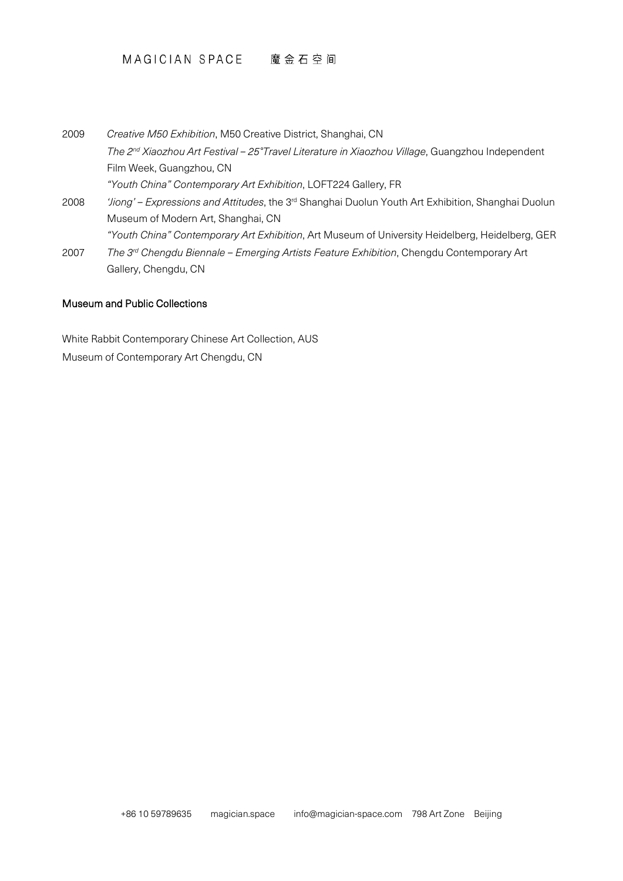2009 *Creative M50 Exhibition*, M50 Creative District, Shanghai, CN

*The 2nd Xiaozhou Art Festival – 25°Travel Literature in Xiaozhou Village*, Guangzhou Independent Film Week, Guangzhou, CN

*"Youth China" Contemporary Art Exhibition*, LOFT224 Gallery, FR

2008 *'Jiong' – Expressions and Attitudes*, the 3rd Shanghai Duolun Youth Art Exhibition, Shanghai Duolun Museum of Modern Art, Shanghai, CN

*"Youth China" Contemporary Art Exhibition*, Art Museum of University Heidelberg, Heidelberg, GER

2007 *The 3rd Chengdu Biennale – Emerging Artists Feature Exhibition*, Chengdu Contemporary Art Gallery, Chengdu, CN

## Museum and Public Collections

White Rabbit Contemporary Chinese Art Collection, AUS

Museum of Contemporary Art Chengdu, CN